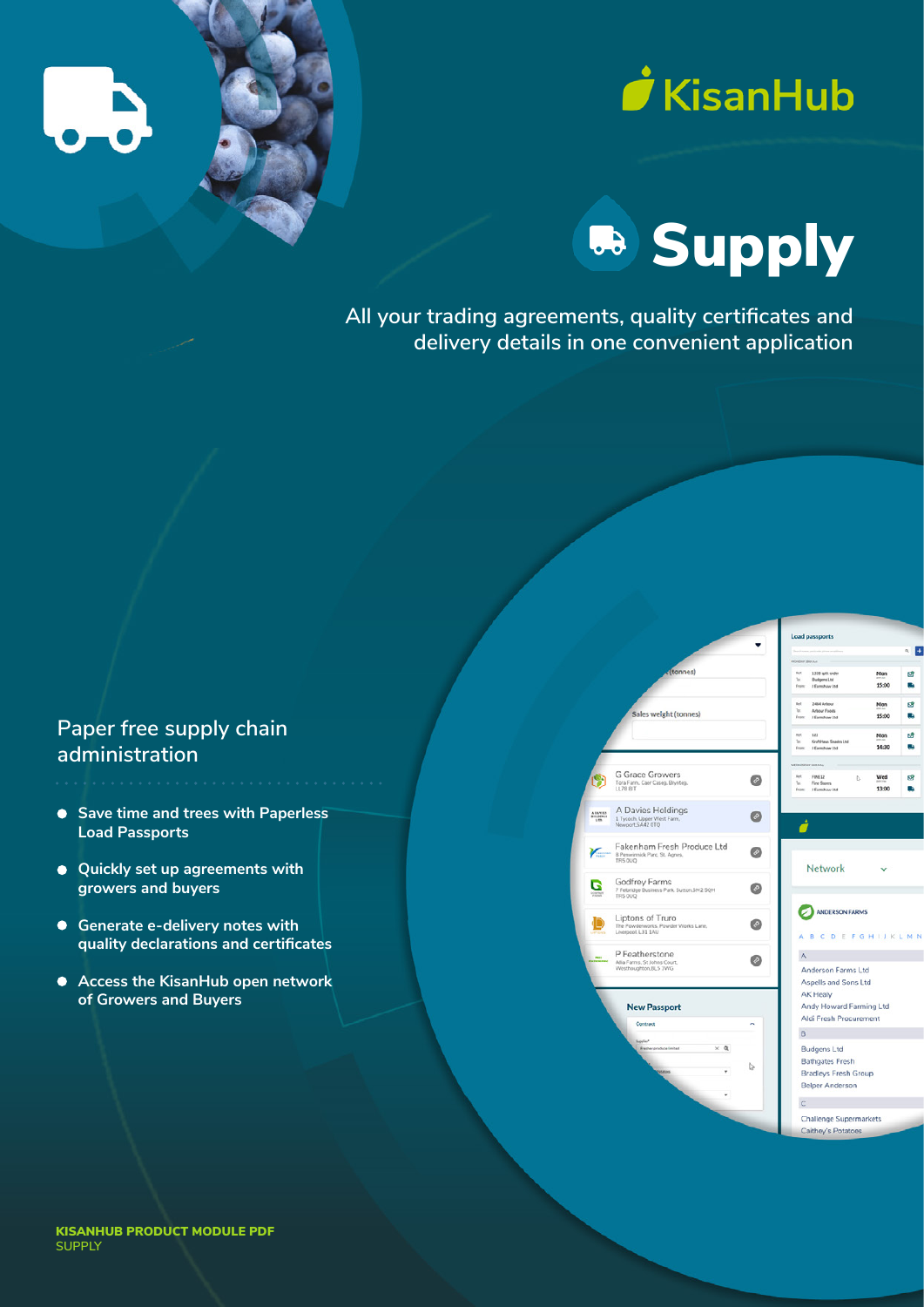# KisanHub

# Supply

All your trading agreements, quality certificates and delivery details in one convenient application

## Paper free supply chain administration

- Save time and trees with Paperless Load Passports
- Quickly set up agreements with growers and buyers
- Generate e-delivery notes with quality declarations and certificates
- Access the KisanHub open network of Growers and Buyers

**KISANHUB PRODUCT MODULE PDF**
SUPPLY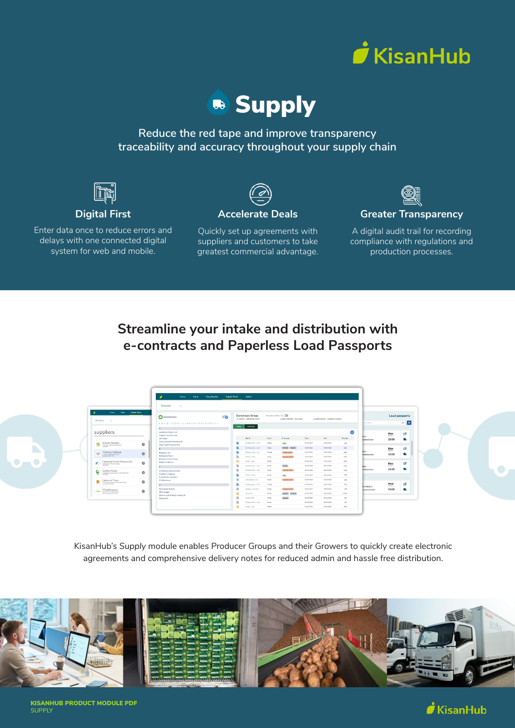# Supply

Reduce the red tape and improve transparency traceability and accuracy throughout your supply chain

### Digital First

Enter data once to reduce errors and delays with one connected digital system for web and mobile.

### Accelerate Deals

Quickly set up agreements with suppliers and customers to take greatest commercial advantage.

### Greater Transparency

A digital audit trail for recording compliance with regulations and production processes.

## Streamline your intake and distribution with e-contracts and Paperless Load Passports

KisanHub's *Supply* module enables Producer Groups and their Growers to quickly create electronic agreements and comprehensive delivery notes for reduced admin and hassle free distribution.

**KISANHUB PRODUCT MODULE PDF**
SUPPLY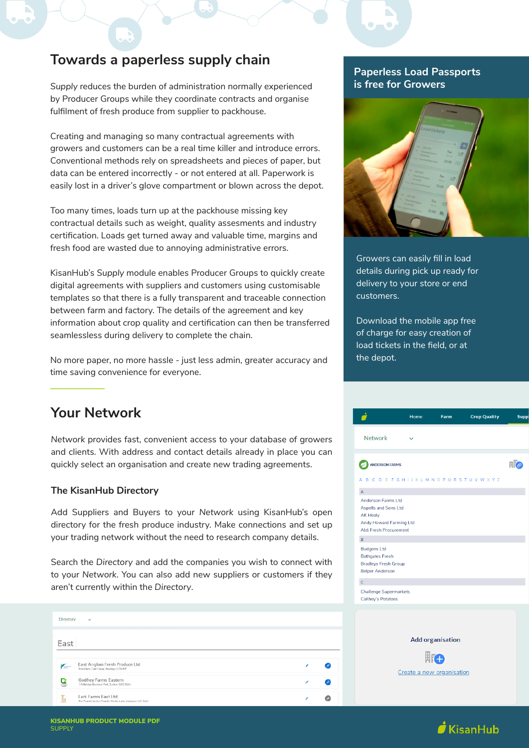## Towards a paperless supply chain

*Supply* reduces the burden of administration normally experienced by Producer Groups while they coordinate contracts and organise fulfilment of fresh produce from supplier to packhouse.

Creating and managing so many contractual agreements with growers and customers can be a real time killer and introduce errors. Conventional methods rely on spreadsheets and pieces of paper, but data can be entered incorrectly - or not entered at all. Paperwork is easily lost in a driver's glove compartment or blown across the depot.

Too many times, loads turn up at the packhouse missing key contractual details such as weight, quality assesments and industry certification. Loads get turned away and valuable time, margins and fresh food are wasted due to annoying administrative errors.

KisanHub's *Supply* module enables Producer Groups to quickly create digital agreements with suppliers and customers using customisable templates so that there is a fully transparent and traceable connection between farm and factory. The details of the agreement and key information about crop quality and certification can then be transferred seamlessless during delivery to complete the chain.

No more paper, no more hassle - just less admin, greater accuracy and time saving convenience for everyone.

### Paperless Load Passports is free for Growers

Growers can easily fill in load details during pick up ready for delivery to your store or end customers.

Download the mobile app free of charge for easy creation of load tickets in the field, or at the depot.

## Your Network

*Network* provides fast, convenient access to your database of growers and clients. With address and contact details already in place you can quickly select an organisation and create new trading agreements.

### The KisanHub Directory

Add Suppliers and Buyers to your *Network* using KisanHub's open directory for the fresh produce industry. Make connections and set up your trading network without the need to research company details.

Search the *Directory* and add the companies you wish to connect with to your *Network*. You can also add new suppliers or customers if they aren't currently within the *Directory*.

**KISANHUB PRODUCT MODULE PDF**
SUPPLY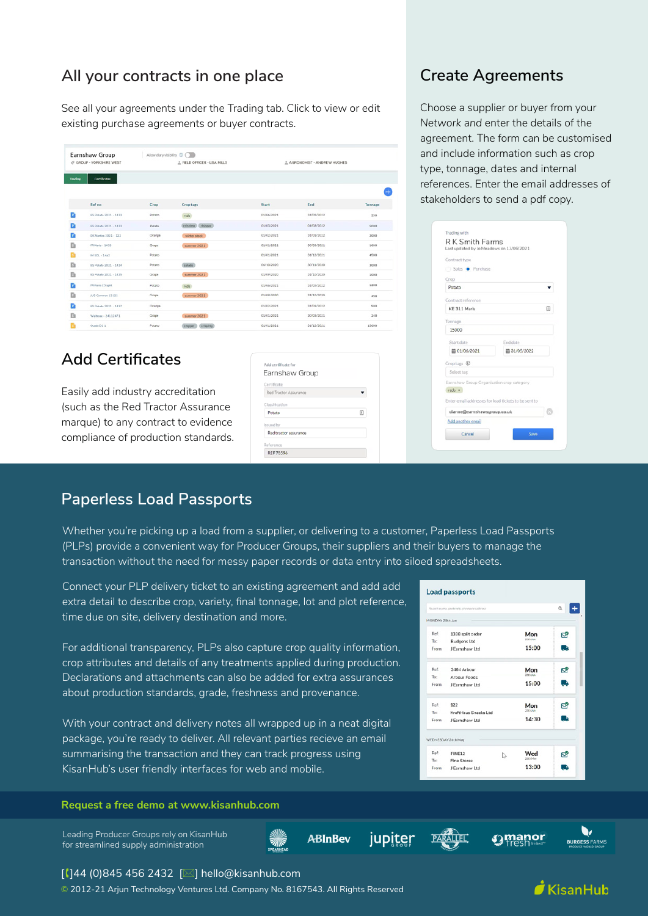## All your contracts in one place

See all your agreements under the Trading tab. Click to view or edit existing purchase agreements or buyer contracts.

## Create Agreements

Choose a supplier or buyer from your Network and enter the details of the agreement. The form can be customised and include information such as crop type, tonnage, dates and internal references. Enter the email addresses of stakeholders to send a pdf copy.

## Add Certificates

Easily add industry accreditation (such as the Red Tractor Assurance marque) to any contract to evidence compliance of production standards.

## Paperless Load Passports

Whether you're picking up a load from a supplier, or delivering to a customer, Paperless Load Passports (PLPs) provide a convenient way for Producer Groups, their suppliers and their buyers to manage the transaction without the need for messy paper records or data entry into siloed spreadsheets.

Connect your PLP delivery ticket to an existing agreement and add add extra detail to describe crop, variety, final tonnage, lot and plot reference, time due on site, delivery destination and more.

For additional transparency, PLPs also capture crop quality information, crop attributes and details of any treatments applied during production. Declarations and attachments can also be added for extra assurances about production standards, grade, freshness and provenance.

With your contract and delivery notes all wrapped up in a neat digital package, you're ready to deliver. All relevant parties recieve an email summarising the transaction and they can track progress using KisanHub's user friendly interfaces for web and mobile.

**Request a free demo at www.kisanhub.com**

Leading Producer Groups rely on KisanHub for streamlined supply administration

[ ]44 (0)845 456 2432 [ ] hello@kisanhub.com

© 2012-21 Arjun Technology Ventures Ltd. Company No. 8167543. All Rights Reserved